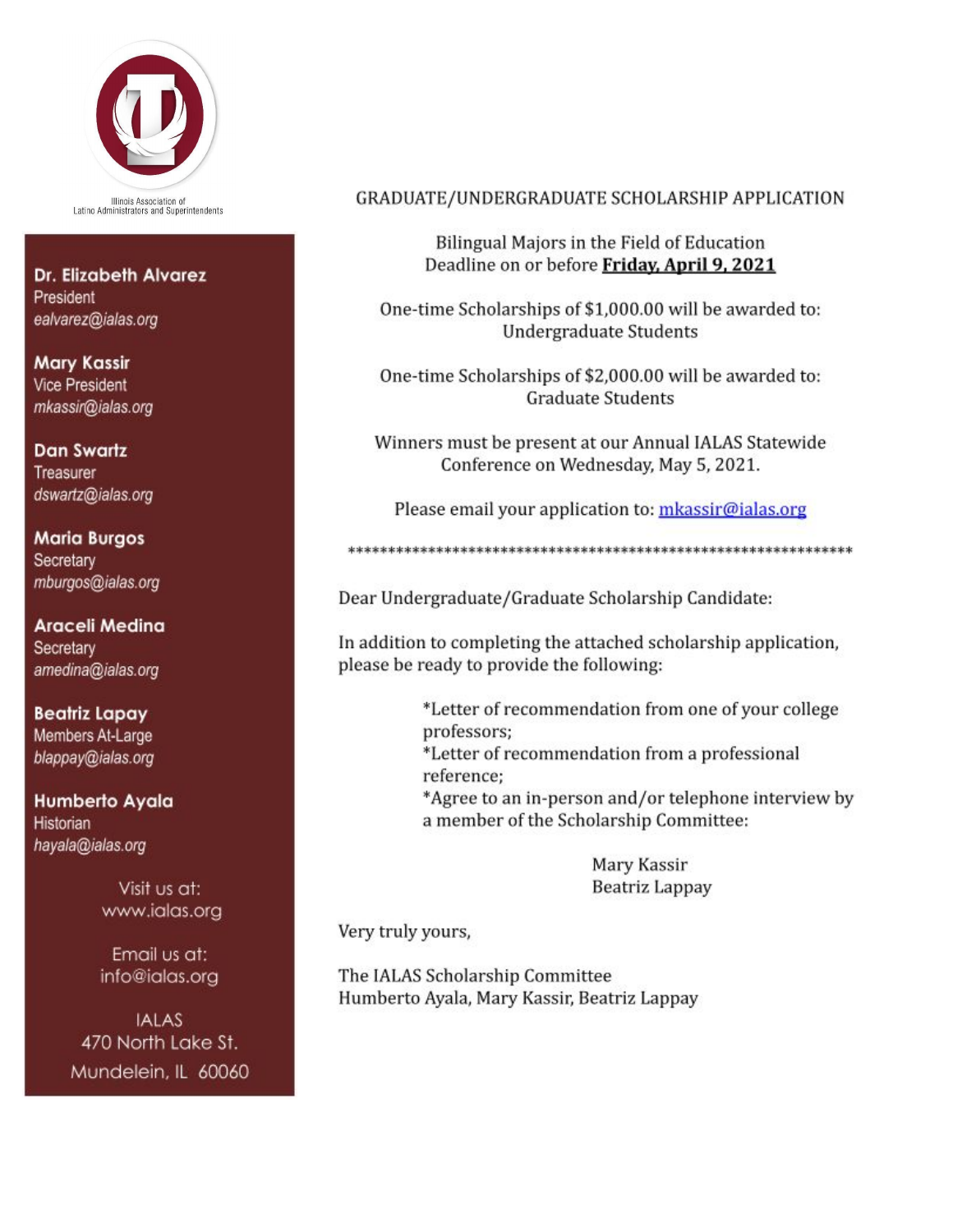Illinois Association of Latino Administrators and Superintendents

**Dr. Elizabeth Alvarez**
President
*ealvarez@ialas.org*

**Mary Kassir**
Vice President
*mkassir@ialas.org*

**Dan Swartz**
Treasurer
*dswartz@ialas.org*

**Maria Burgos**
Secretary
*mburgos@ialas.org*

**Araceli Medina**
Secretary
*amedina@ialas.org*

**Beatriz Lapay**
Members At-Large
*blappay@ialas.org*

**Humberto Ayala**
Historian
*hayala@ialas.org*

Visit us at:
www.ialas.org

Email us at:
info@ialas.org

IALAS
470 North Lake St.
Mundelein, IL 60060

# GRADUATE/UNDERGRADUATE SCHOLARSHIP APPLICATION

Bilingual Majors in the Field of Education
Deadline on or before **Friday, April 9, 2021**

One-time Scholarships of $1,000.00 will be awarded to:
Undergraduate Students

One-time Scholarships of $2,000.00 will be awarded to:
Graduate Students

Winners must be present at our Annual IALAS Statewide Conference on Wednesday, May 5, 2021.

Please email your application to: mkassir@ialas.org

*****************************************************************

Dear Undergraduate/Graduate Scholarship Candidate:

In addition to completing the attached scholarship application, please be ready to provide the following:

*Letter of recommendation from one of your college professors;
*Letter of recommendation from a professional reference;
*Agree to an in-person and/or telephone interview by a member of the Scholarship Committee:

Mary Kassir
Beatriz Lappay

Very truly yours,

The IALAS Scholarship Committee
Humberto Ayala, Mary Kassir, Beatriz Lappay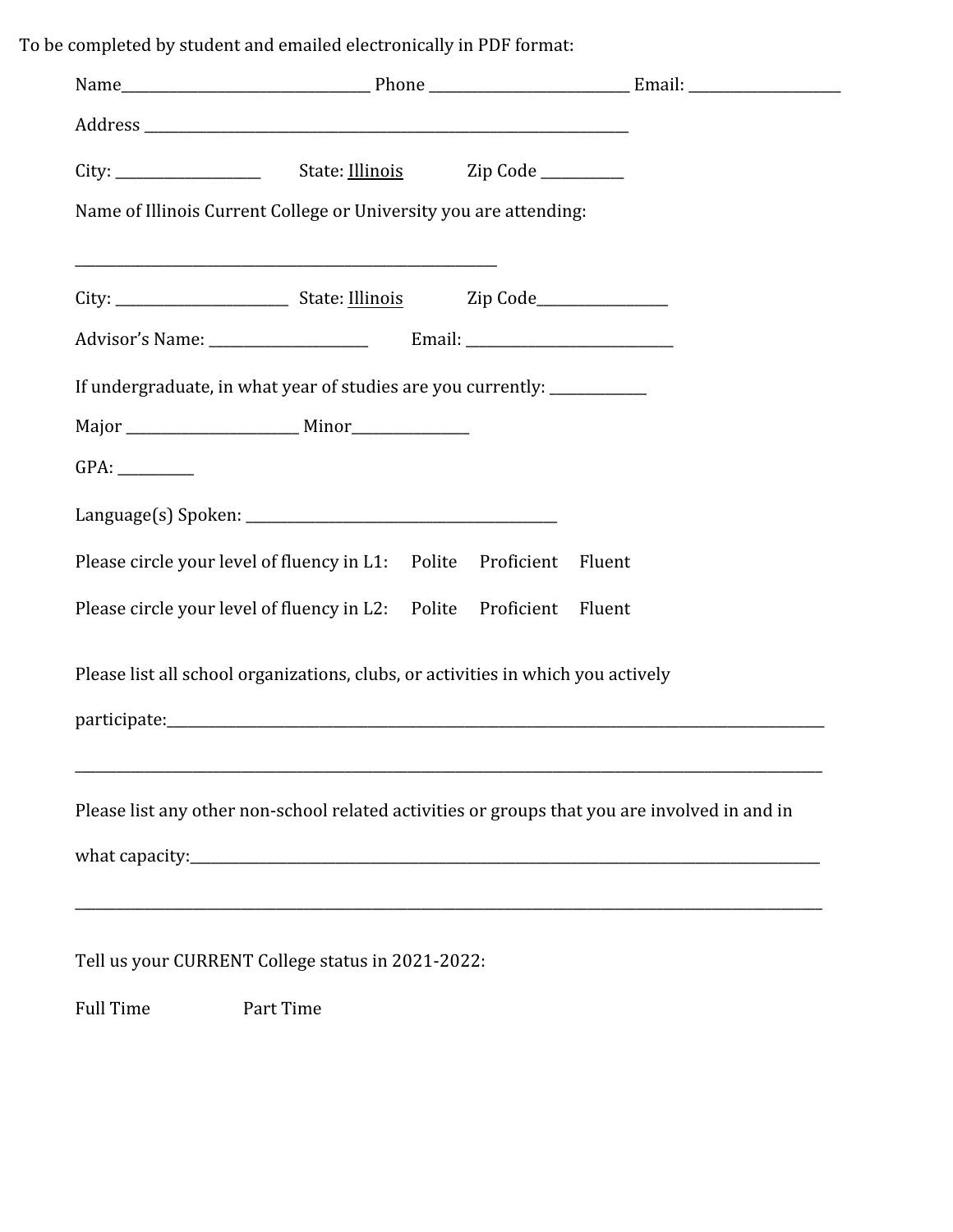To be completed by student and emailed electronically in PDF format:

Name_______________________________ Phone __________________________ Email: ____________________

Address _____________________________________________________________________

City: ___________________ State: Illinois Zip Code ___________

Name of Illinois Current College or University you are attending:

_____________________________________________________________

City: ______________________ State: Illinois Zip Code_________________

Advisor's Name: ____________________ Email: ___________________________

If undergraduate, in what year of studies are you currently: ____________

Major ______________________ Minor_______________

GPA: __________

Language(s) Spoken: ________________________________________

Please circle your level of fluency in L1: Polite Proficient Fluent

Please circle your level of fluency in L2: Polite Proficient Fluent

Please list all school organizations, clubs, or activities in which you actively participate:_____________________________________________________________________________________

_____________________________________________________________________________________

Please list any other non-school related activities or groups that you are involved in and in what capacity:___________________________________________________________________________

_____________________________________________________________________________________

Tell us your CURRENT College status in 2021-2022:

Full Time Part Time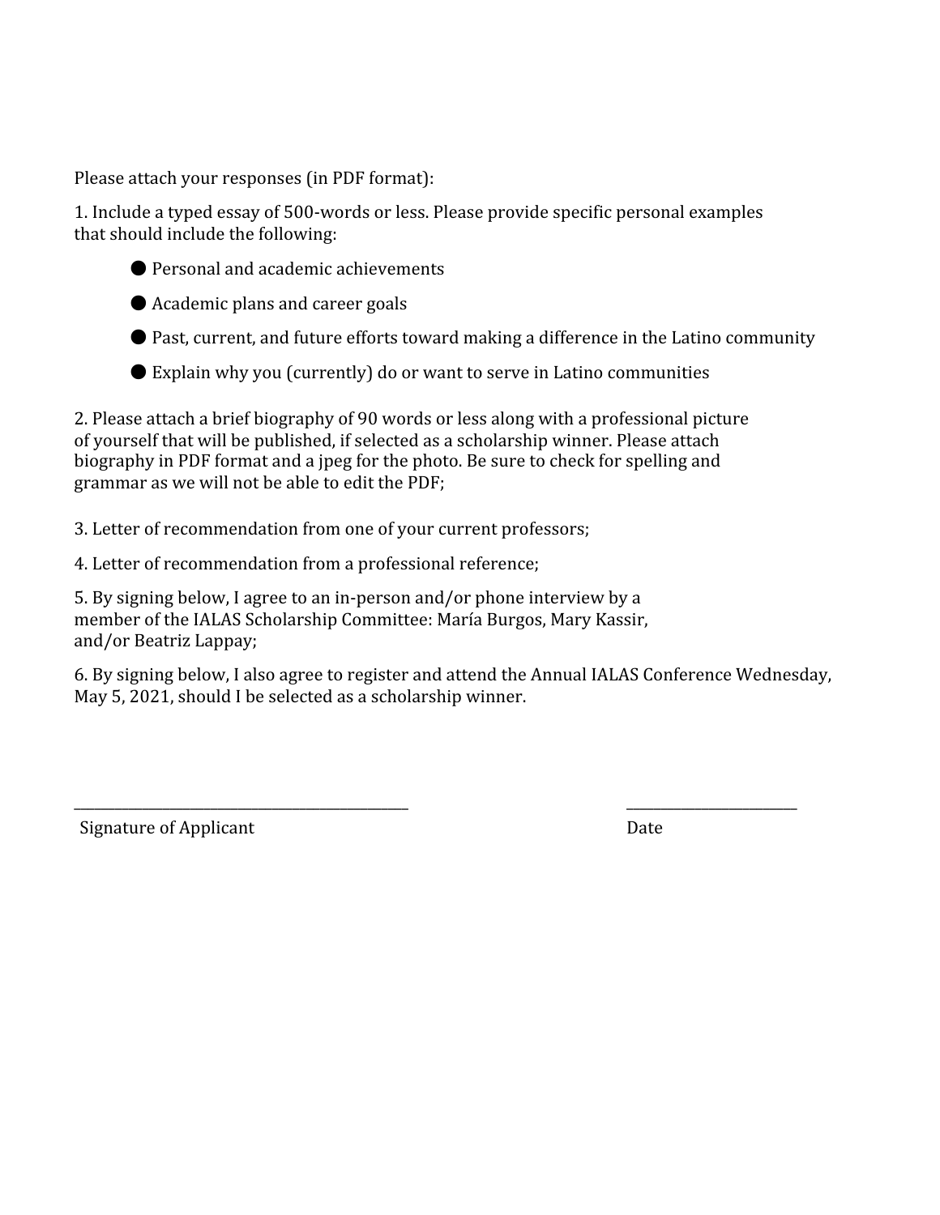Please attach your responses (in PDF format):

1. Include a typed essay of 500-words or less. Please provide specific personal examples that should include the following:

    - Personal and academic achievements
    - Academic plans and career goals
    - Past, current, and future efforts toward making a difference in the Latino community
    - Explain why you (currently) do or want to serve in Latino communities

2. Please attach a brief biography of 90 words or less along with a professional picture of yourself that will be published, if selected as a scholarship winner. Please attach biography in PDF format and a jpeg for the photo. Be sure to check for spelling and grammar as we will not be able to edit the PDF;

3. Letter of recommendation from one of your current professors;

4. Letter of recommendation from a professional reference;

5. By signing below, I agree to an in-person and/or phone interview by a member of the IALAS Scholarship Committee: María Burgos, Mary Kassir, and/or Beatriz Lappay;

6. By signing below, I also agree to register and attend the Annual IALAS Conference Wednesday, May 5, 2021, should I be selected as a scholarship winner.

_______________________________________________ ________________________

Signature of Applicant Date